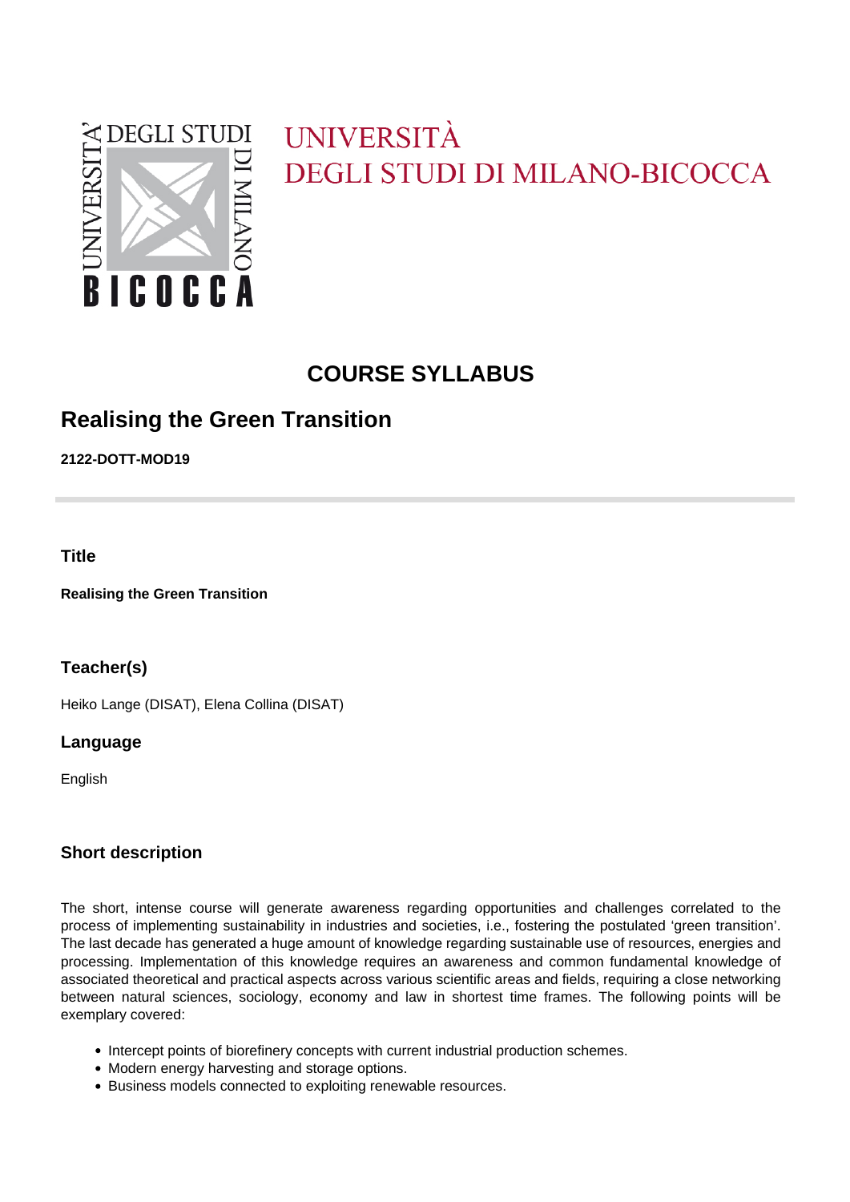UNIVERSITÀ
DEGLI STUDI DI MILANO-BICOCCA

# COURSE SYLLABUS

## Realising the Green Transition

**2122-DOTT-MOD19**

### Title

**Realising the Green Transition**

### Teacher(s)

Heiko Lange (DISAT), Elena Collina (DISAT)

### Language

English

### Short description

The short, intense course will generate awareness regarding opportunities and challenges correlated to the process of implementing sustainability in industries and societies, i.e., fostering the postulated 'green transition'. The last decade has generated a huge amount of knowledge regarding sustainable use of resources, energies and processing. Implementation of this knowledge requires an awareness and common fundamental knowledge of associated theoretical and practical aspects across various scientific areas and fields, requiring a close networking between natural sciences, sociology, economy and law in shortest time frames. The following points will be exemplary covered:

- Intercept points of biorefinery concepts with current industrial production schemes.
- Modern energy harvesting and storage options.
- Business models connected to exploiting renewable resources.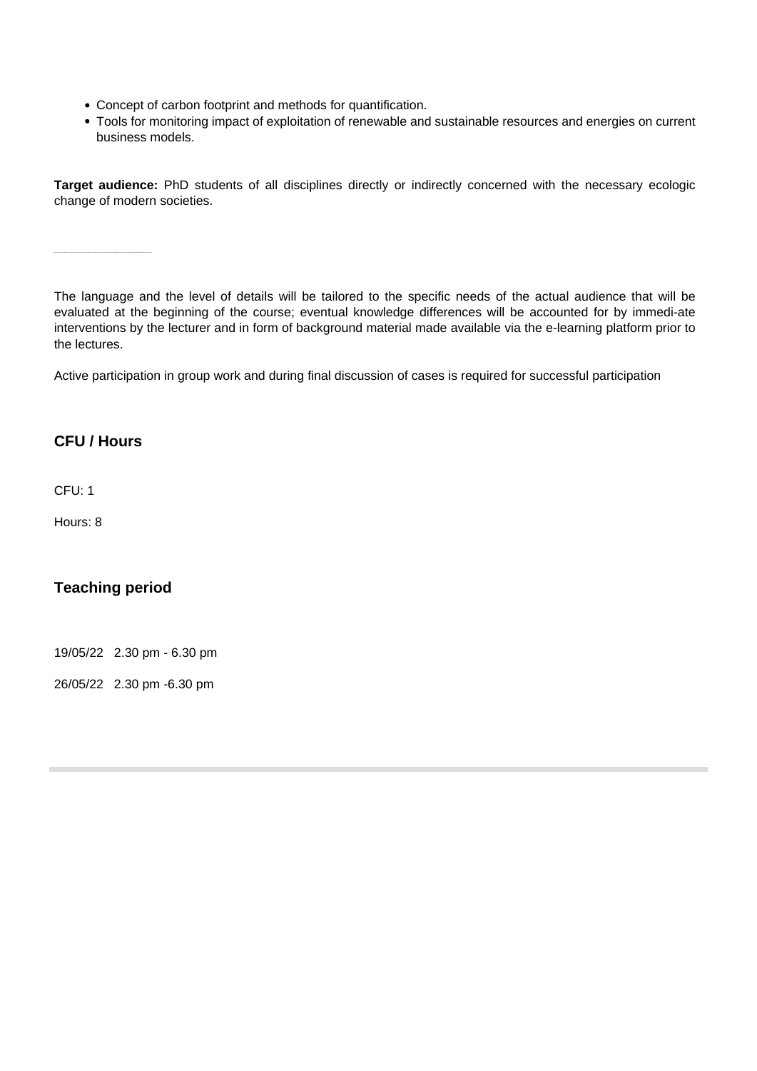- Concept of carbon footprint and methods for quantification.
- Tools for monitoring impact of exploitation of renewable and sustainable resources and energies on current business models.

**Target audience:** PhD students of all disciplines directly or indirectly concerned with the necessary ecologic change of modern societies.

---

The language and the level of details will be tailored to the specific needs of the actual audience that will be evaluated at the beginning of the course; eventual knowledge differences will be accounted for by immedi-ate interventions by the lecturer and in form of background material made available via the e-learning platform prior to the lectures.

Active participation in group work and during final discussion of cases is required for successful participation

### CFU / Hours

CFU: 1

Hours: 8

### Teaching period

19/05/22 2.30 pm - 6.30 pm

26/05/22 2.30 pm -6.30 pm